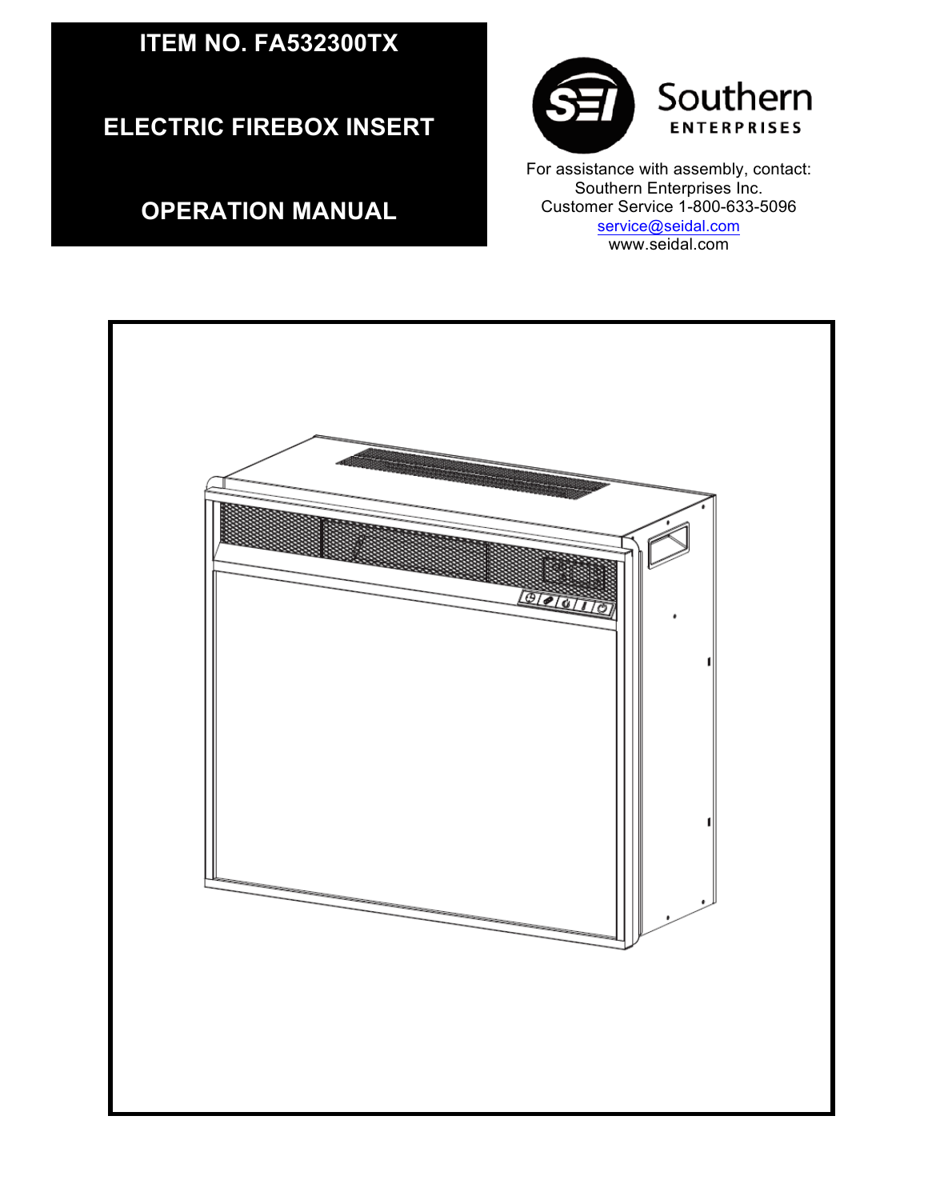# ITEM NO. FA532300TX

# ELECTRIC FIREBOX INSERT

# OPERATION MANUAL

Southern ENTERPRISES

For assistance with assembly, contact:
Southern Enterprises Inc.
Customer Service 1-800-633-5096
service@seidal.com
www.seidal.com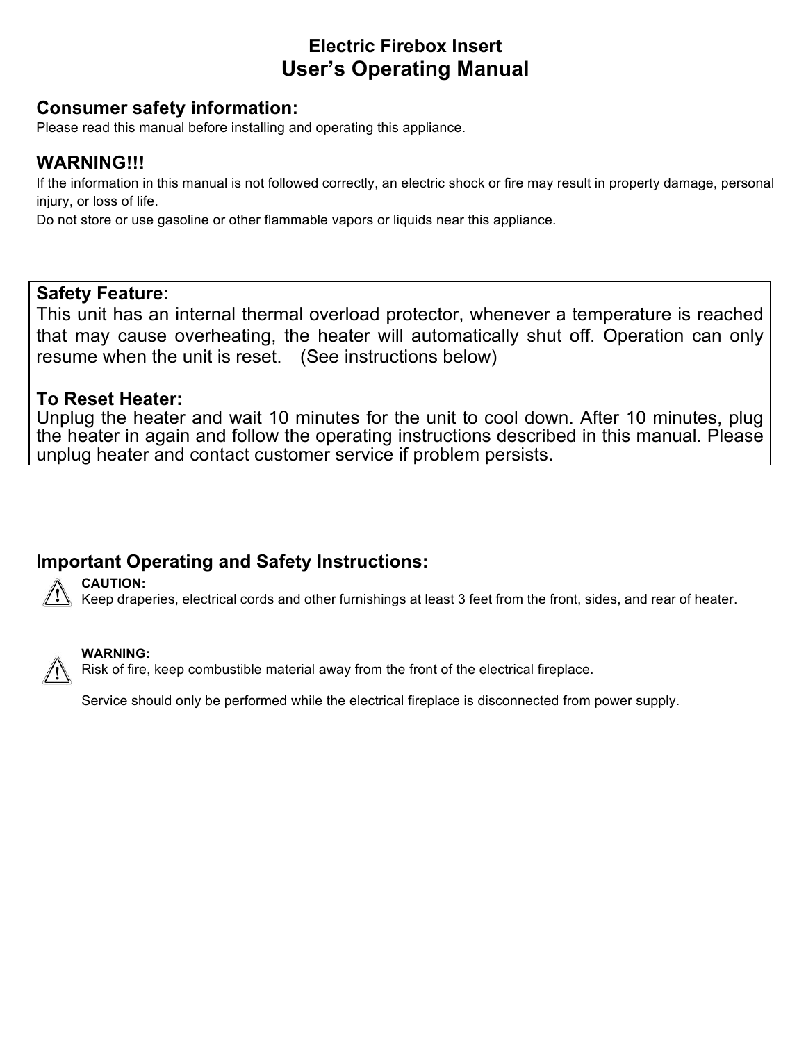# Electric Firebox Insert

# User's Operating Manual

## Consumer safety information:

Please read this manual before installing and operating this appliance.

## WARNING!!!

If the information in this manual is not followed correctly, an electric shock or fire may result in property damage, personal injury, or loss of life.

Do not store or use gasoline or other flammable vapors or liquids near this appliance.

### Safety Feature:

This unit has an internal thermal overload protector, whenever a temperature is reached that may cause overheating, the heater will automatically shut off. Operation can only resume when the unit is reset. (See instructions below)

### To Reset Heater:

Unplug the heater and wait 10 minutes for the unit to cool down. After 10 minutes, plug the heater in again and follow the operating instructions described in this manual. Please unplug heater and contact customer service if problem persists.

## Important Operating and Safety Instructions:

⚠ **CAUTION:**
Keep draperies, electrical cords and other furnishings at least 3 feet from the front, sides, and rear of heater.

⚠ **WARNING:**
Risk of fire, keep combustible material away from the front of the electrical fireplace.

Service should only be performed while the electrical fireplace is disconnected from power supply.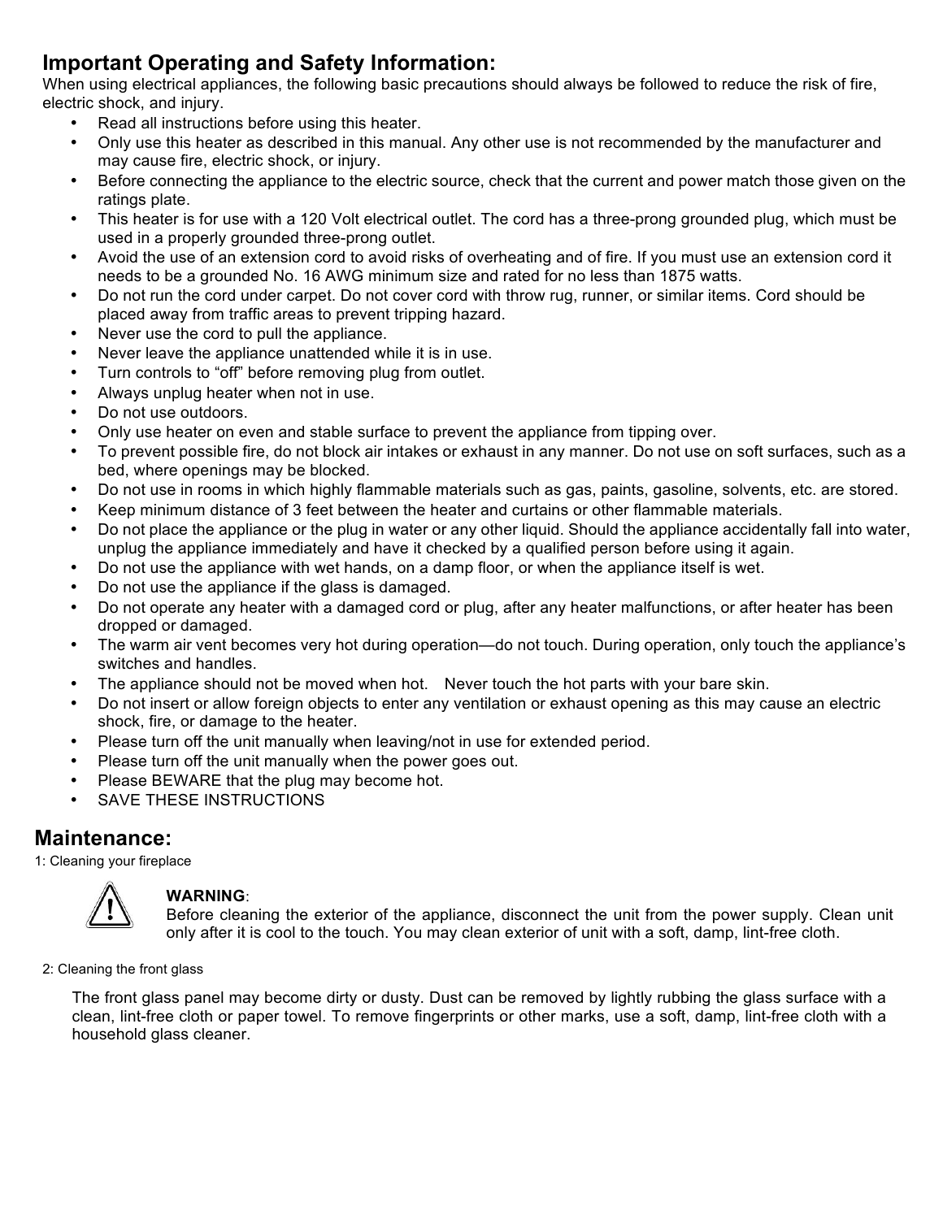## Important Operating and Safety Information:

When using electrical appliances, the following basic precautions should always be followed to reduce the risk of fire, electric shock, and injury.

- Read all instructions before using this heater.
- Only use this heater as described in this manual. Any other use is not recommended by the manufacturer and may cause fire, electric shock, or injury.
- Before connecting the appliance to the electric source, check that the current and power match those given on the ratings plate.
- This heater is for use with a 120 Volt electrical outlet. The cord has a three-prong grounded plug, which must be used in a properly grounded three-prong outlet.
- Avoid the use of an extension cord to avoid risks of overheating and of fire. If you must use an extension cord it needs to be a grounded No. 16 AWG minimum size and rated for no less than 1875 watts.
- Do not run the cord under carpet. Do not cover cord with throw rug, runner, or similar items. Cord should be placed away from traffic areas to prevent tripping hazard.
- Never use the cord to pull the appliance.
- Never leave the appliance unattended while it is in use.
- Turn controls to "off" before removing plug from outlet.
- Always unplug heater when not in use.
- Do not use outdoors.
- Only use heater on even and stable surface to prevent the appliance from tipping over.
- To prevent possible fire, do not block air intakes or exhaust in any manner. Do not use on soft surfaces, such as a bed, where openings may be blocked.
- Do not use in rooms in which highly flammable materials such as gas, paints, gasoline, solvents, etc. are stored.
- Keep minimum distance of 3 feet between the heater and curtains or other flammable materials.
- Do not place the appliance or the plug in water or any other liquid. Should the appliance accidentally fall into water, unplug the appliance immediately and have it checked by a qualified person before using it again.
- Do not use the appliance with wet hands, on a damp floor, or when the appliance itself is wet.
- Do not use the appliance if the glass is damaged.
- Do not operate any heater with a damaged cord or plug, after any heater malfunctions, or after heater has been dropped or damaged.
- The warm air vent becomes very hot during operation—do not touch. During operation, only touch the appliance's switches and handles.
- The appliance should not be moved when hot. Never touch the hot parts with your bare skin.
- Do not insert or allow foreign objects to enter any ventilation or exhaust opening as this may cause an electric shock, fire, or damage to the heater.
- Please turn off the unit manually when leaving/not in use for extended period.
- Please turn off the unit manually when the power goes out.
- Please BEWARE that the plug may become hot.
- SAVE THESE INSTRUCTIONS

## Maintenance:

1: Cleaning your fireplace

**WARNING**:
Before cleaning the exterior of the appliance, disconnect the unit from the power supply. Clean unit only after it is cool to the touch. You may clean exterior of unit with a soft, damp, lint-free cloth.

2: Cleaning the front glass

The front glass panel may become dirty or dusty. Dust can be removed by lightly rubbing the glass surface with a clean, lint-free cloth or paper towel. To remove fingerprints or other marks, use a soft, damp, lint-free cloth with a household glass cleaner.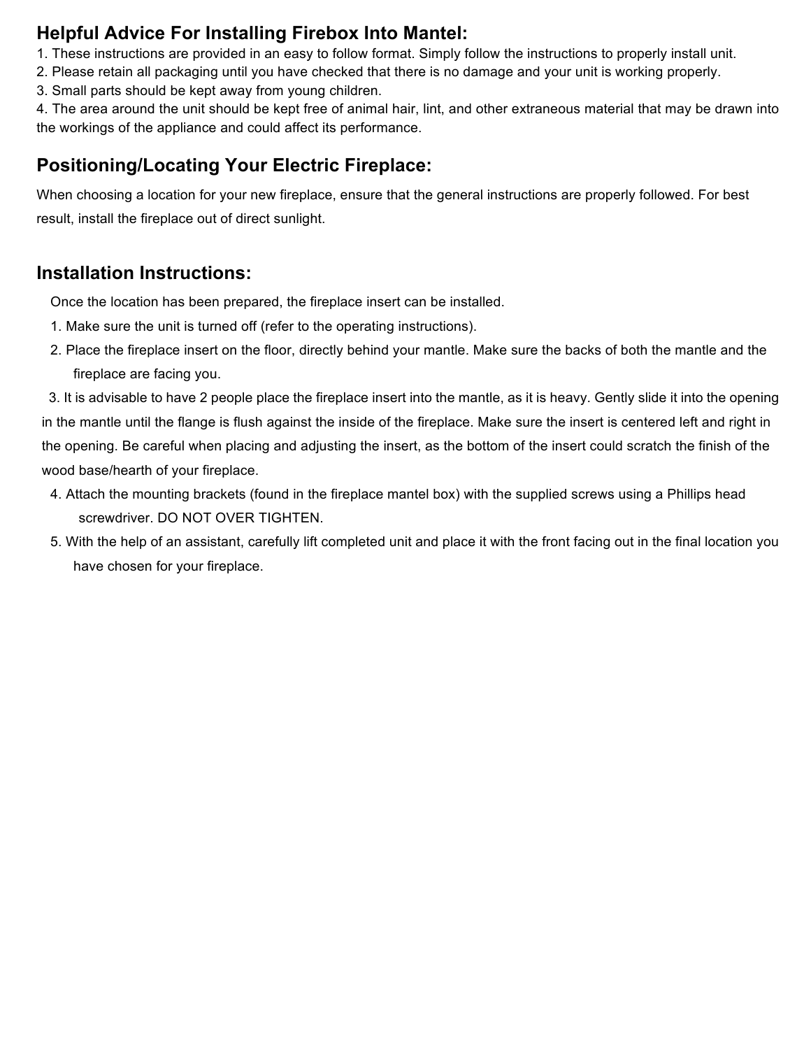## Helpful Advice For Installing Firebox Into Mantel:

1. These instructions are provided in an easy to follow format. Simply follow the instructions to properly install unit.
2. Please retain all packaging until you have checked that there is no damage and your unit is working properly.
3. Small parts should be kept away from young children.
4. The area around the unit should be kept free of animal hair, lint, and other extraneous material that may be drawn into the workings of the appliance and could affect its performance.

## Positioning/Locating Your Electric Fireplace:

When choosing a location for your new fireplace, ensure that the general instructions are properly followed. For best result, install the fireplace out of direct sunlight.

## Installation Instructions:

Once the location has been prepared, the fireplace insert can be installed.

1. Make sure the unit is turned off (refer to the operating instructions).
2. Place the fireplace insert on the floor, directly behind your mantle. Make sure the backs of both the mantle and the fireplace are facing you.
3. It is advisable to have 2 people place the fireplace insert into the mantle, as it is heavy. Gently slide it into the opening in the mantle until the flange is flush against the inside of the fireplace. Make sure the insert is centered left and right in the opening. Be careful when placing and adjusting the insert, as the bottom of the insert could scratch the finish of the wood base/hearth of your fireplace.
4. Attach the mounting brackets (found in the fireplace mantel box) with the supplied screws using a Phillips head screwdriver. DO NOT OVER TIGHTEN.
5. With the help of an assistant, carefully lift completed unit and place it with the front facing out in the final location you have chosen for your fireplace.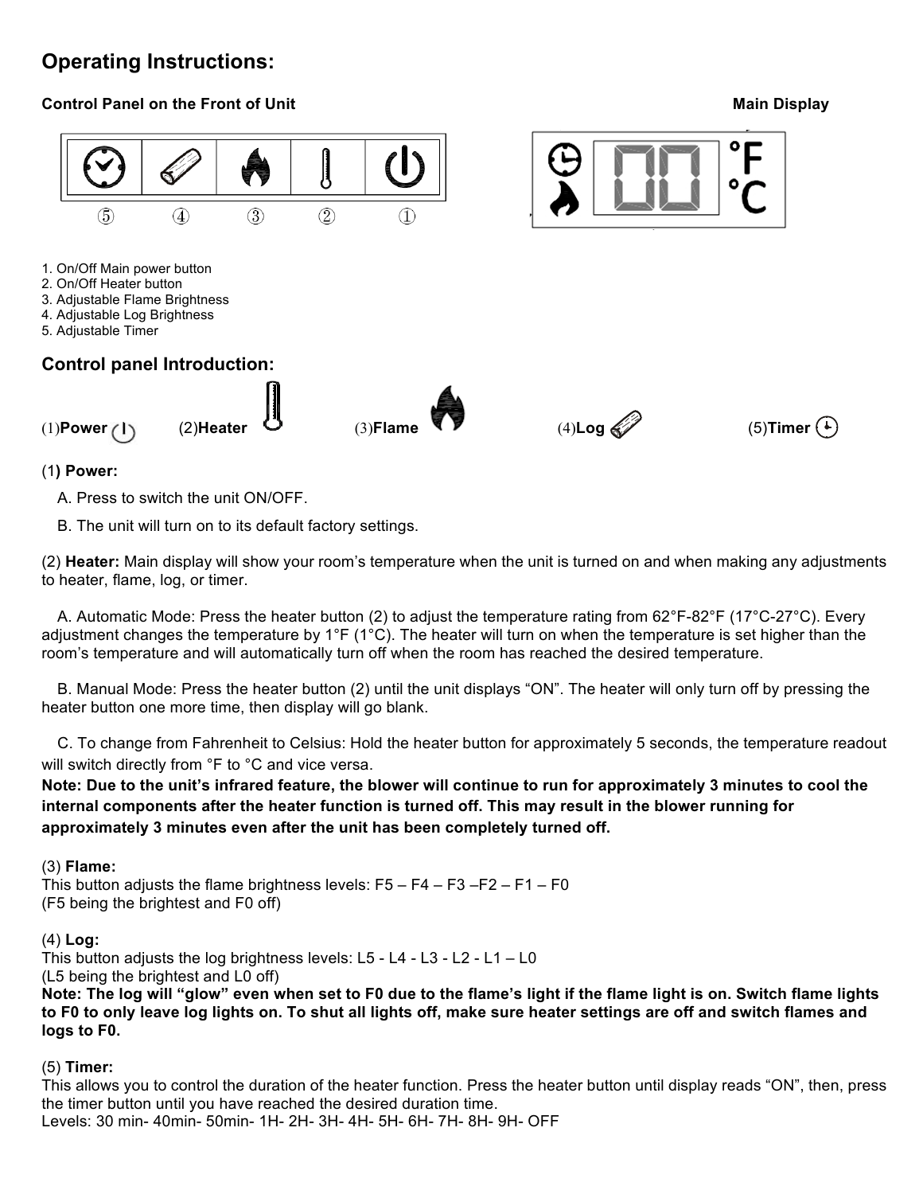## Operating Instructions:

**Control Panel on the Front of Unit** **Main Display**

⑤ ④ ③ ② ①

1. On/Off Main power button
2. On/Off Heater button
3. Adjustable Flame Brightness
4. Adjustable Log Brightness
5. Adjustable Timer

## Control panel Introduction:

(1)**Power** (2)**Heater** (3)**Flame** (4)**Log** (5)**Timer**

(1**) Power:**

A. Press to switch the unit ON/OFF.

B. The unit will turn on to its default factory settings.

(2) **Heater:** Main display will show your room's temperature when the unit is turned on and when making any adjustments to heater, flame, log, or timer.

A. Automatic Mode: Press the heater button (2) to adjust the temperature rating from 62°F-82°F (17°C-27°C). Every adjustment changes the temperature by 1°F (1°C). The heater will turn on when the temperature is set higher than the room's temperature and will automatically turn off when the room has reached the desired temperature.

B. Manual Mode: Press the heater button (2) until the unit displays "ON". The heater will only turn off by pressing the heater button one more time, then display will go blank.

C. To change from Fahrenheit to Celsius: Hold the heater button for approximately 5 seconds, the temperature readout will switch directly from °F to °C and vice versa.

**Note: Due to the unit's infrared feature, the blower will continue to run for approximately 3 minutes to cool the internal components after the heater function is turned off. This may result in the blower running for approximately 3 minutes even after the unit has been completely turned off.**

(3) **Flame:**
This button adjusts the flame brightness levels: F5 – F4 – F3 –F2 – F1 – F0
(F5 being the brightest and F0 off)

(4) **Log:**
This button adjusts the log brightness levels: L5 - L4 - L3 - L2 - L1 – L0
(L5 being the brightest and L0 off)
**Note: The log will "glow" even when set to F0 due to the flame's light if the flame light is on. Switch flame lights to F0 to only leave log lights on. To shut all lights off, make sure heater settings are off and switch flames and logs to F0.**

(5) **Timer:**
This allows you to control the duration of the heater function. Press the heater button until display reads "ON", then, press the timer button until you have reached the desired duration time.
Levels: 30 min- 40min- 50min- 1H- 2H- 3H- 4H- 5H- 6H- 7H- 8H- 9H- OFF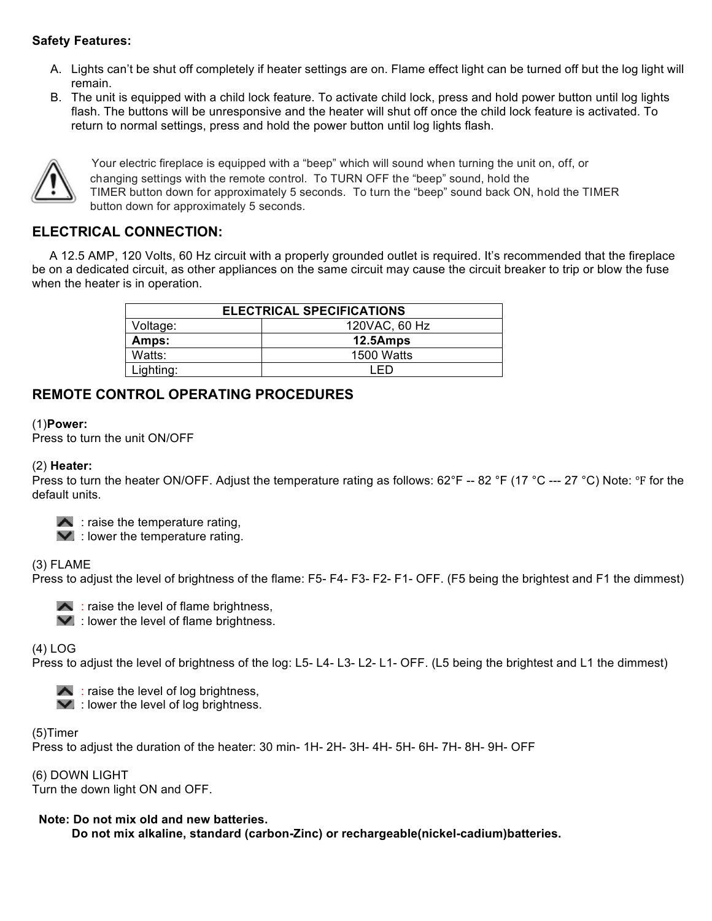**Safety Features:**

A. Lights can't be shut off completely if heater settings are on. Flame effect light can be turned off but the log light will remain.
B. The unit is equipped with a child lock feature. To activate child lock, press and hold power button until log lights flash. The buttons will be unresponsive and the heater will shut off once the child lock feature is activated. To return to normal settings, press and hold the power button until log lights flash.

Your electric fireplace is equipped with a "beep" which will sound when turning the unit on, off, or changing settings with the remote control. To TURN OFF the "beep" sound, hold the TIMER button down for approximately 5 seconds. To turn the "beep" sound back ON, hold the TIMER button down for approximately 5 seconds.

## ELECTRICAL CONNECTION:

A 12.5 AMP, 120 Volts, 60 Hz circuit with a properly grounded outlet is required. It's recommended that the fireplace be on a dedicated circuit, as other appliances on the same circuit may cause the circuit breaker to trip or blow the fuse when the heater is in operation.

| ELECTRICAL SPECIFICATIONS | |
|---|---|
| Voltage: | 120VAC, 60 Hz |
| **Amps:** | **12.5Amps** |
| Watts: | 1500 Watts |
| Lighting: | LED |

## REMOTE CONTROL OPERATING PROCEDURES

(1)**Power:**
Press to turn the unit ON/OFF

(2) **Heater:**
Press to turn the heater ON/OFF. Adjust the temperature rating as follows: 62°F -- 82 °F (17 °C --- 27 °C) Note: °F for the default units.

- ▲ : raise the temperature rating,
- ▼ : lower the temperature rating.

(3) FLAME
Press to adjust the level of brightness of the flame: F5- F4- F3- F2- F1- OFF. (F5 being the brightest and F1 the dimmest)

- ▲ : raise the level of flame brightness,
- ▼ : lower the level of flame brightness.

(4) LOG
Press to adjust the level of brightness of the log: L5- L4- L3- L2- L1- OFF. (L5 being the brightest and L1 the dimmest)

- ▲ : raise the level of log brightness,
- ▼ : lower the level of log brightness.

(5)Timer
Press to adjust the duration of the heater: 30 min- 1H- 2H- 3H- 4H- 5H- 6H- 7H- 8H- 9H- OFF

(6) DOWN LIGHT
Turn the down light ON and OFF.

**Note: Do not mix old and new batteries.**
**Do not mix alkaline, standard (carbon-Zinc) or rechargeable(nickel-cadium)batteries.**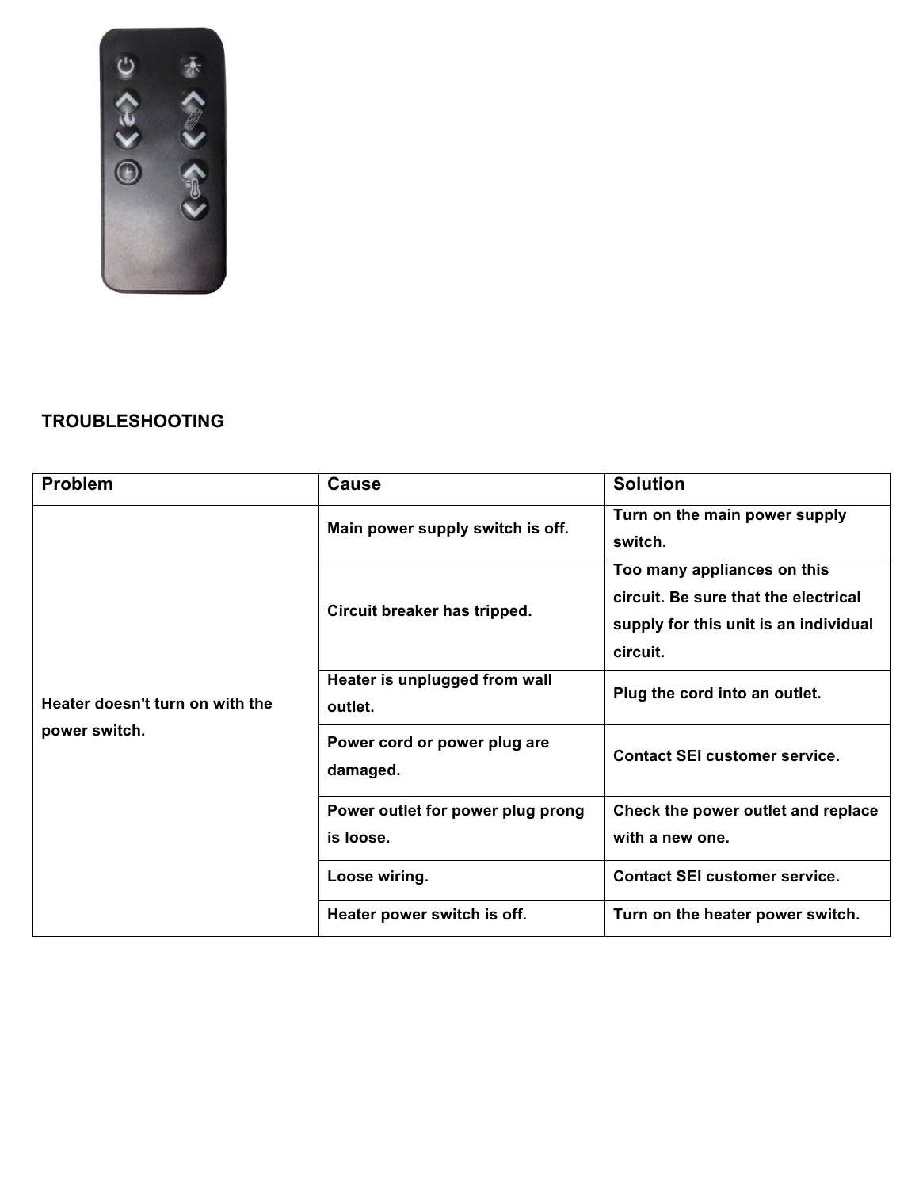## TROUBLESHOOTING

| Problem | Cause | Solution |
|---|---|---|
| Heater doesn't turn on with the power switch. | Main power supply switch is off. | Turn on the main power supply switch. |
| | Circuit breaker has tripped. | Too many appliances on this circuit. Be sure that the electrical supply for this unit is an individual circuit. |
| | Heater is unplugged from wall outlet. | Plug the cord into an outlet. |
| | Power cord or power plug are damaged. | Contact SEI customer service. |
| | Power outlet for power plug prong is loose. | Check the power outlet and replace with a new one. |
| | Loose wiring. | Contact SEI customer service. |
| | Heater power switch is off. | Turn on the heater power switch. |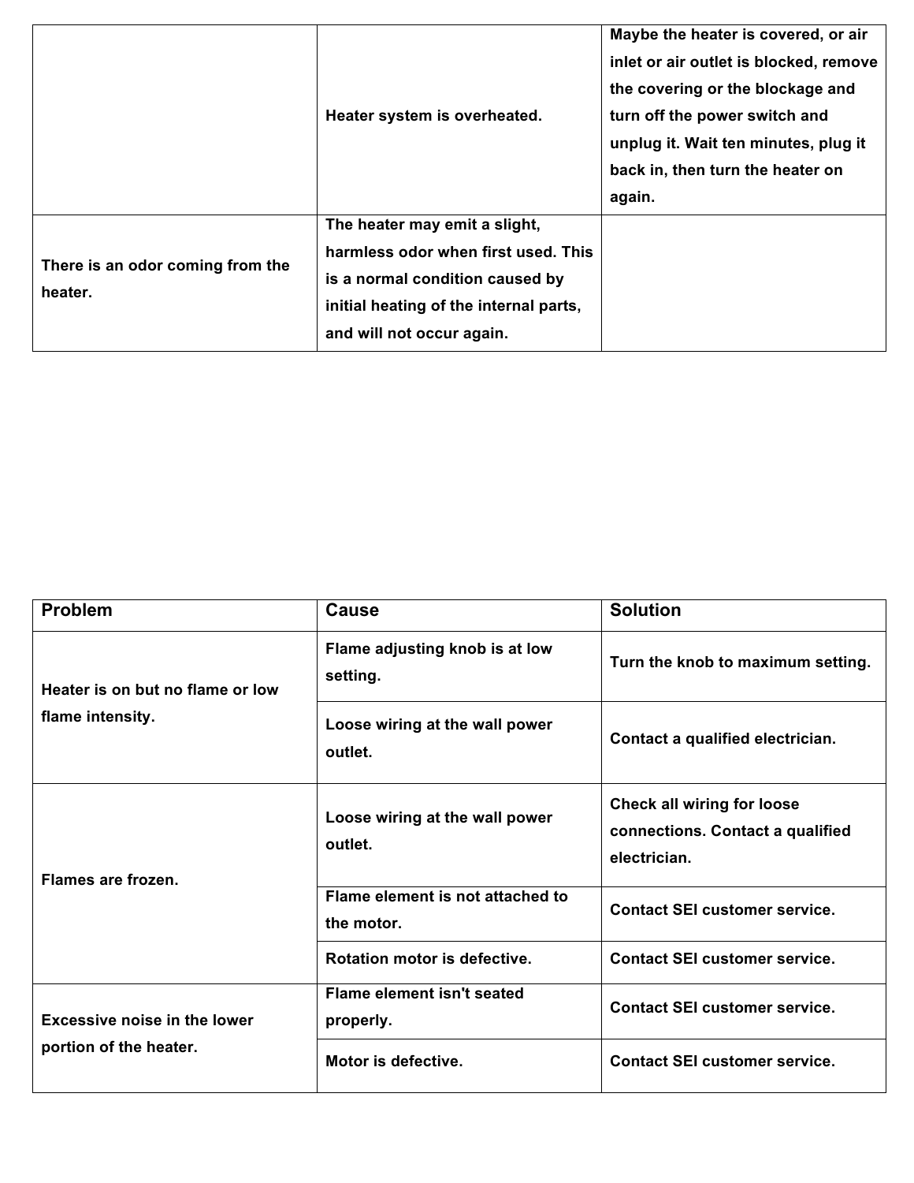| | | |
|---|---|---|
| | Heater system is overheated. | Maybe the heater is covered, or air inlet or air outlet is blocked, remove the covering or the blockage and turn off the power switch and unplug it. Wait ten minutes, plug it back in, then turn the heater on again. |
| There is an odor coming from the heater. | The heater may emit a slight, harmless odor when first used. This is a normal condition caused by initial heating of the internal parts, and will not occur again. | |

| Problem | Cause | Solution |
|---|---|---|
| Heater is on but no flame or low flame intensity. | Flame adjusting knob is at low setting. | Turn the knob to maximum setting. |
| | Loose wiring at the wall power outlet. | Contact a qualified electrician. |
| Flames are frozen. | Loose wiring at the wall power outlet. | Check all wiring for loose connections. Contact a qualified electrician. |
| | Flame element is not attached to the motor. | Contact SEI customer service. |
| | Rotation motor is defective. | Contact SEI customer service. |
| Excessive noise in the lower portion of the heater. | Flame element isn't seated properly. | Contact SEI customer service. |
| | Motor is defective. | Contact SEI customer service. |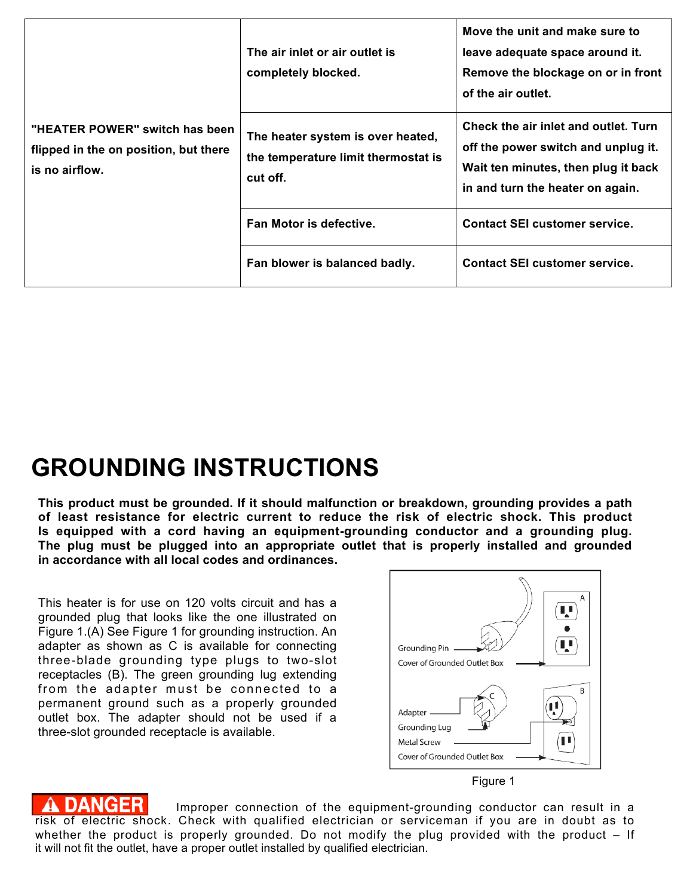| | | |
|---|---|---|
| **"HEATER POWER" switch has been flipped in the on position, but there is no airflow.** | **The air inlet or air outlet is completely blocked.** | **Move the unit and make sure to leave adequate space around it. Remove the blockage on or in front of the air outlet.** |
| | **The heater system is over heated, the temperature limit thermostat is cut off.** | **Check the air inlet and outlet. Turn off the power switch and unplug it. Wait ten minutes, then plug it back in and turn the heater on again.** |
| | **Fan Motor is defective.** | **Contact SEI customer service.** |
| | **Fan blower is balanced badly.** | **Contact SEI customer service.** |

# GROUNDING INSTRUCTIONS

**This product must be grounded. If it should malfunction or breakdown, grounding provides a path of least resistance for electric current to reduce the risk of electric shock. This product Is equipped with a cord having an equipment-grounding conductor and a grounding plug. The plug must be plugged into an appropriate outlet that is properly installed and grounded in accordance with all local codes and ordinances.**

This heater is for use on 120 volts circuit and has a grounded plug that looks like the one illustrated on Figure 1.(A) See Figure 1 for grounding instruction. An adapter as shown as C is available for connecting three-blade grounding type plugs to two-slot receptacles (B). The green grounding lug extending from the adapter must be connected to a permanent ground such as a properly grounded outlet box. The adapter should not be used if a three-slot grounded receptacle is available.

Grounding Pin
Cover of Grounded Outlet Box
A

Adapter
Grounding Lug
Metal Screw
Cover of Grounded Outlet Box
B
C

Figure 1

**⚠ DANGER** Improper connection of the equipment-grounding conductor can result in a risk of electric shock. Check with qualified electrician or serviceman if you are in doubt as to whether the product is properly grounded. Do not modify the plug provided with the product – If it will not fit the outlet, have a proper outlet installed by qualified electrician.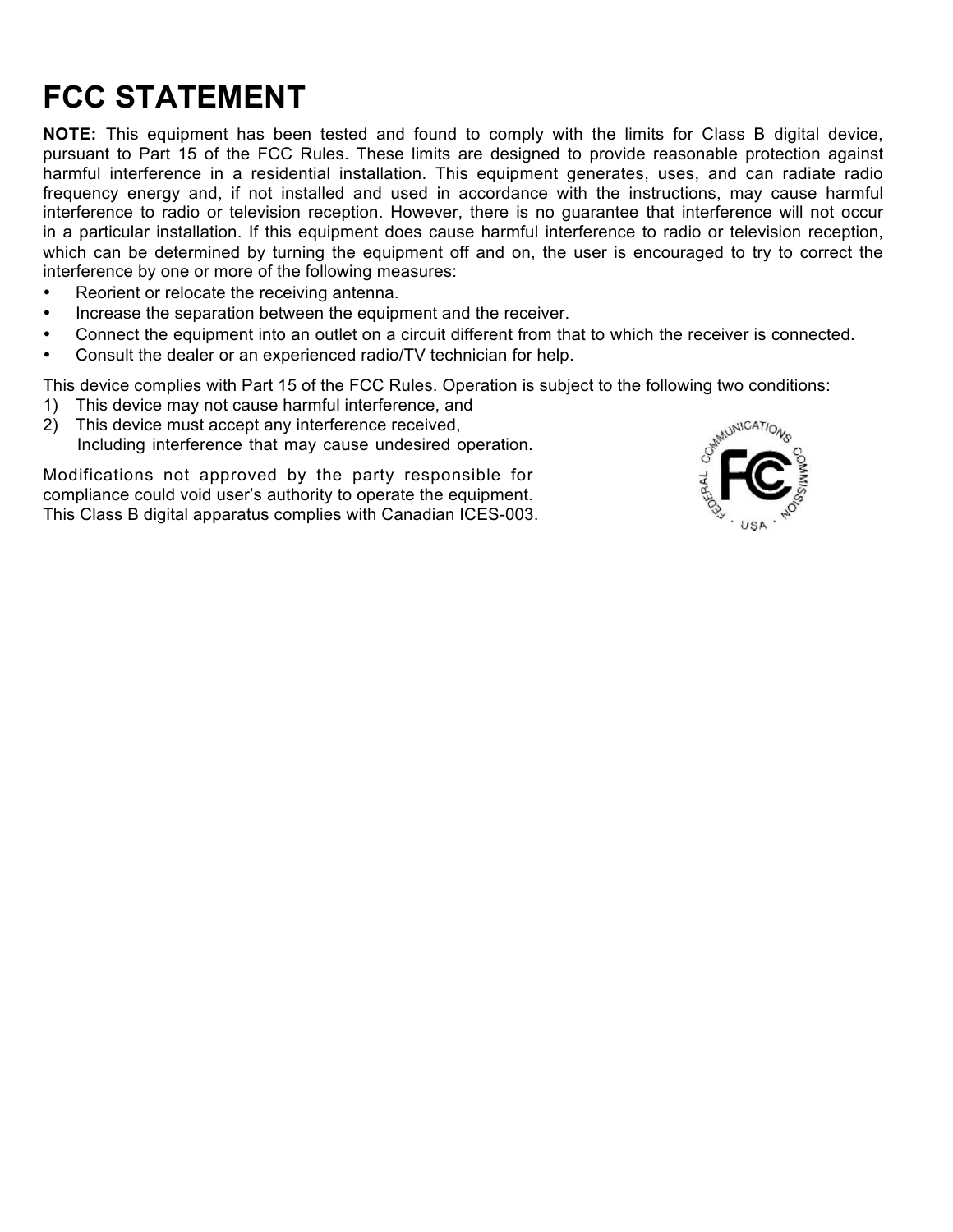# FCC STATEMENT

**NOTE:** This equipment has been tested and found to comply with the limits for Class B digital device, pursuant to Part 15 of the FCC Rules. These limits are designed to provide reasonable protection against harmful interference in a residential installation. This equipment generates, uses, and can radiate radio frequency energy and, if not installed and used in accordance with the instructions, may cause harmful interference to radio or television reception. However, there is no guarantee that interference will not occur in a particular installation. If this equipment does cause harmful interference to radio or television reception, which can be determined by turning the equipment off and on, the user is encouraged to try to correct the interference by one or more of the following measures:

- Reorient or relocate the receiving antenna.
- Increase the separation between the equipment and the receiver.
- Connect the equipment into an outlet on a circuit different from that to which the receiver is connected.
- Consult the dealer or an experienced radio/TV technician for help.

This device complies with Part 15 of the FCC Rules. Operation is subject to the following two conditions:

1) This device may not cause harmful interference, and
2) This device must accept any interference received,
   Including interference that may cause undesired operation.

Modifications not approved by the party responsible for compliance could void user's authority to operate the equipment.
This Class B digital apparatus complies with Canadian ICES-003.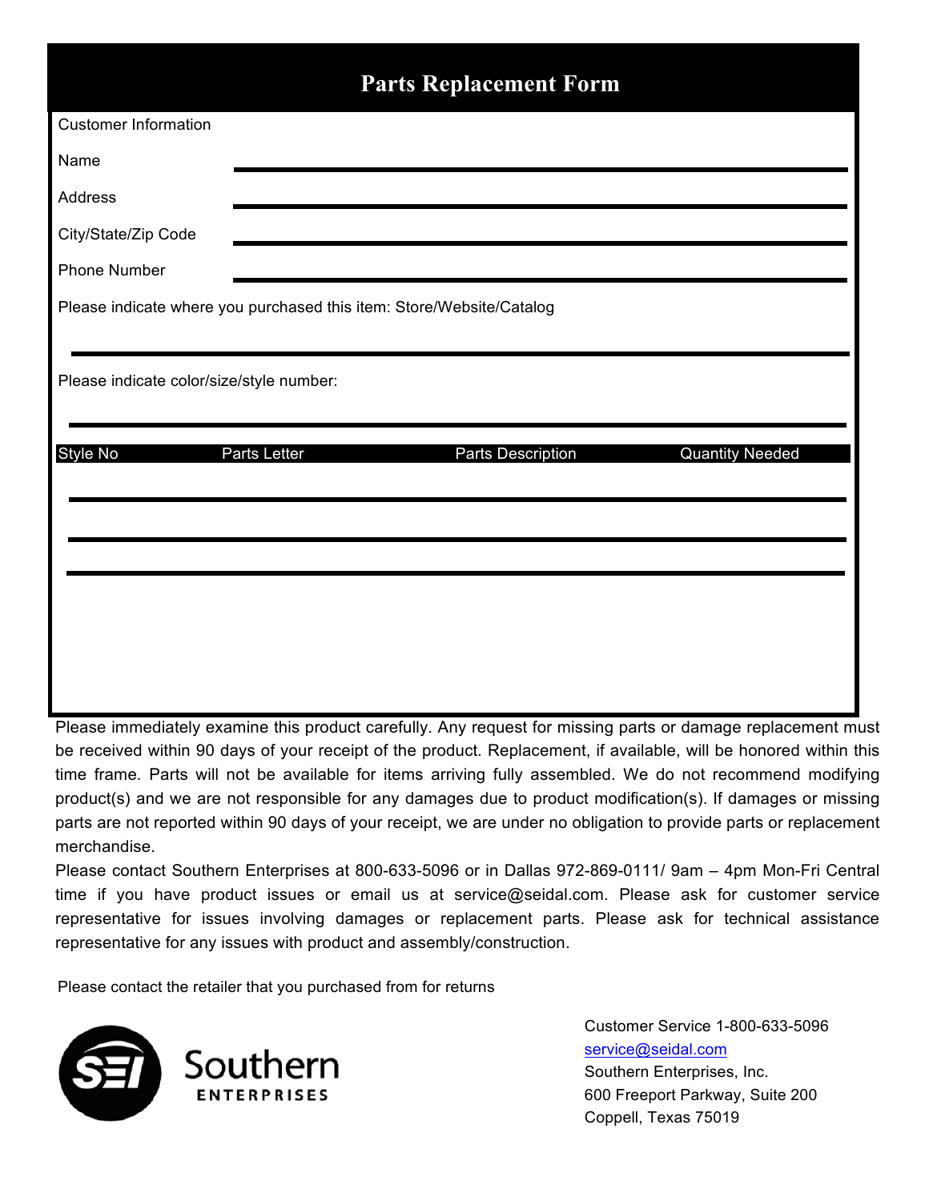# Parts Replacement Form

Customer Information

Name \_\_\_\_\_\_\_\_\_\_\_\_\_\_\_\_\_\_\_\_\_\_\_\_\_\_\_\_\_\_\_\_\_\_\_\_\_\_\_\_

Address \_\_\_\_\_\_\_\_\_\_\_\_\_\_\_\_\_\_\_\_\_\_\_\_\_\_\_\_\_\_\_\_\_\_\_\_\_\_\_\_

City/State/Zip Code \_\_\_\_\_\_\_\_\_\_\_\_\_\_\_\_\_\_\_\_\_\_\_\_\_\_\_\_\_\_\_\_\_\_\_\_\_\_\_\_

Phone Number \_\_\_\_\_\_\_\_\_\_\_\_\_\_\_\_\_\_\_\_\_\_\_\_\_\_\_\_\_\_\_\_\_\_\_\_\_\_\_\_

Please indicate where you purchased this item: Store/Website/Catalog

\_\_\_\_\_\_\_\_\_\_\_\_\_\_\_\_\_\_\_\_\_\_\_\_\_\_\_\_\_\_\_\_\_\_\_\_\_\_\_\_\_\_\_\_\_\_\_\_\_\_\_\_\_\_\_\_

Please indicate color/size/style number:

\_\_\_\_\_\_\_\_\_\_\_\_\_\_\_\_\_\_\_\_\_\_\_\_\_\_\_\_\_\_\_\_\_\_\_\_\_\_\_\_\_\_\_\_\_\_\_\_\_\_\_\_\_\_\_\_

| Style No | Parts Letter | Parts Description | Quantity Needed |
|---|---|---|---|
| | | | |
| | | | |
| | | | |

Please immediately examine this product carefully. Any request for missing parts or damage replacement must be received within 90 days of your receipt of the product. Replacement, if available, will be honored within this time frame. Parts will not be available for items arriving fully assembled. We do not recommend modifying product(s) and we are not responsible for any damages due to product modification(s). If damages or missing parts are not reported within 90 days of your receipt, we are under no obligation to provide parts or replacement merchandise.

Please contact Southern Enterprises at 800-633-5096 or in Dallas 972-869-0111/ 9am – 4pm Mon-Fri Central time if you have product issues or email us at service@seidal.com. Please ask for customer service representative for issues involving damages or replacement parts. Please ask for technical assistance representative for any issues with product and assembly/construction.

Please contact the retailer that you purchased from for returns

SEI Southern ENTERPRISES

Customer Service 1-800-633-5096
service@seidal.com
Southern Enterprises, Inc.
600 Freeport Parkway, Suite 200
Coppell, Texas 75019